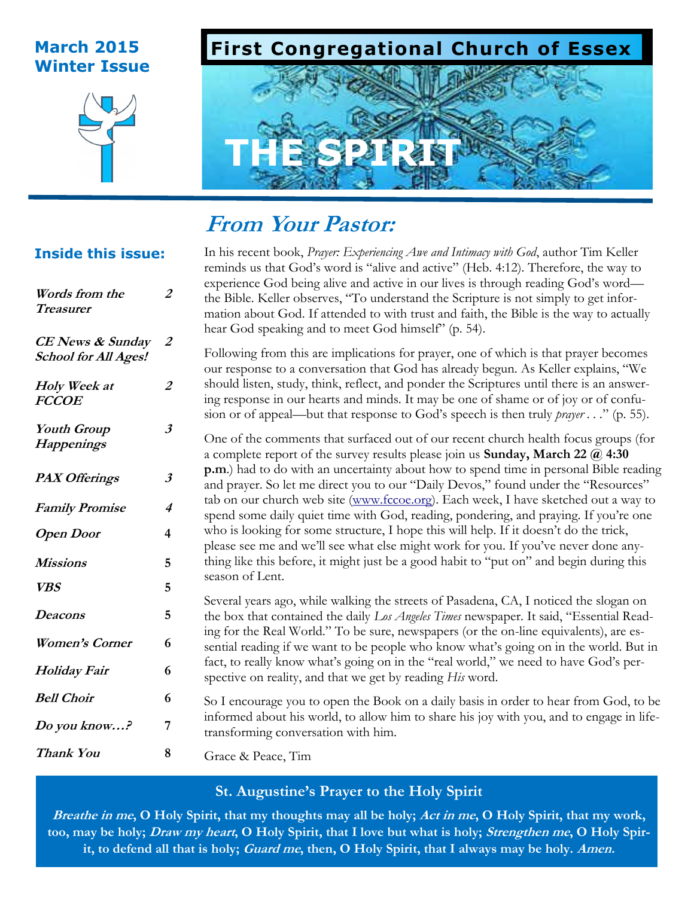March 2015
Winter Issue

# First Congregational Church of Essex

# THE SPIRIT

### Inside this issue:

| | |
|---|---|
| *Words from the Treasurer* | 2 |
| *CE News & Sunday School for All Ages!* | 2 |
| *Holy Week at FCCOE* | 2 |
| *Youth Group Happenings* | 3 |
| *PAX Offerings* | 3 |
| *Family Promise* | 4 |
| *Open Door* | 4 |
| *Missions* | 5 |
| *VBS* | 5 |
| *Deacons* | 5 |
| *Women's Corner* | 6 |
| *Holiday Fair* | 6 |
| *Bell Choir* | 6 |
| *Do you know…?* | 7 |
| *Thank You* | 8 |

## *From Your Pastor:*

In his recent book, *Prayer: Experiencing Awe and Intimacy with God*, author Tim Keller reminds us that God's word is "alive and active" (Heb. 4:12). Therefore, the way to experience God being alive and active in our lives is through reading God's word—the Bible. Keller observes, "To understand the Scripture is not simply to get information about God. If attended to with trust and faith, the Bible is the way to actually hear God speaking and to meet God himself" (p. 54).

Following from this are implications for prayer, one of which is that prayer becomes our response to a conversation that God has already begun. As Keller explains, "We should listen, study, think, reflect, and ponder the Scriptures until there is an answering response in our hearts and minds. It may be one of shame or of joy or of confusion or of appeal—but that response to God's speech is then truly *prayer* . . ." (p. 55).

One of the comments that surfaced out of our recent church health focus groups (for a complete report of the survey results please join us **Sunday, March 22 @ 4:30 p.m**.) had to do with an uncertainty about how to spend time in personal Bible reading and prayer. So let me direct you to our "Daily Devos," found under the "Resources" tab on our church web site (www.fccoe.org). Each week, I have sketched out a way to spend some daily quiet time with God, reading, pondering, and praying. If you're one who is looking for some structure, I hope this will help. If it doesn't do the trick, please see me and we'll see what else might work for you. If you've never done anything like this before, it might just be a good habit to "put on" and begin during this season of Lent.

Several years ago, while walking the streets of Pasadena, CA, I noticed the slogan on the box that contained the daily *Los Angeles Times* newspaper. It said, "Essential Reading for the Real World." To be sure, newspapers (or the on-line equivalents), are essential reading if we want to be people who know what's going on in the world. But in fact, to really know what's going on in the "real world," we need to have God's perspective on reality, and that we get by reading *His* word.

So I encourage you to open the Book on a daily basis in order to hear from God, to be informed about his world, to allow him to share his joy with you, and to engage in life-transforming conversation with him.

Grace & Peace, Tim

### St. Augustine's Prayer to the Holy Spirit

***Breathe in me*, O Holy Spirit, that my thoughts may all be holy; *Act in me*, O Holy Spirit, that my work, too, may be holy; *Draw my heart*, O Holy Spirit, that I love but what is holy; *Strengthen me*, O Holy Spirit, to defend all that is holy; *Guard me*, then, O Holy Spirit, that I always may be holy. *Amen.***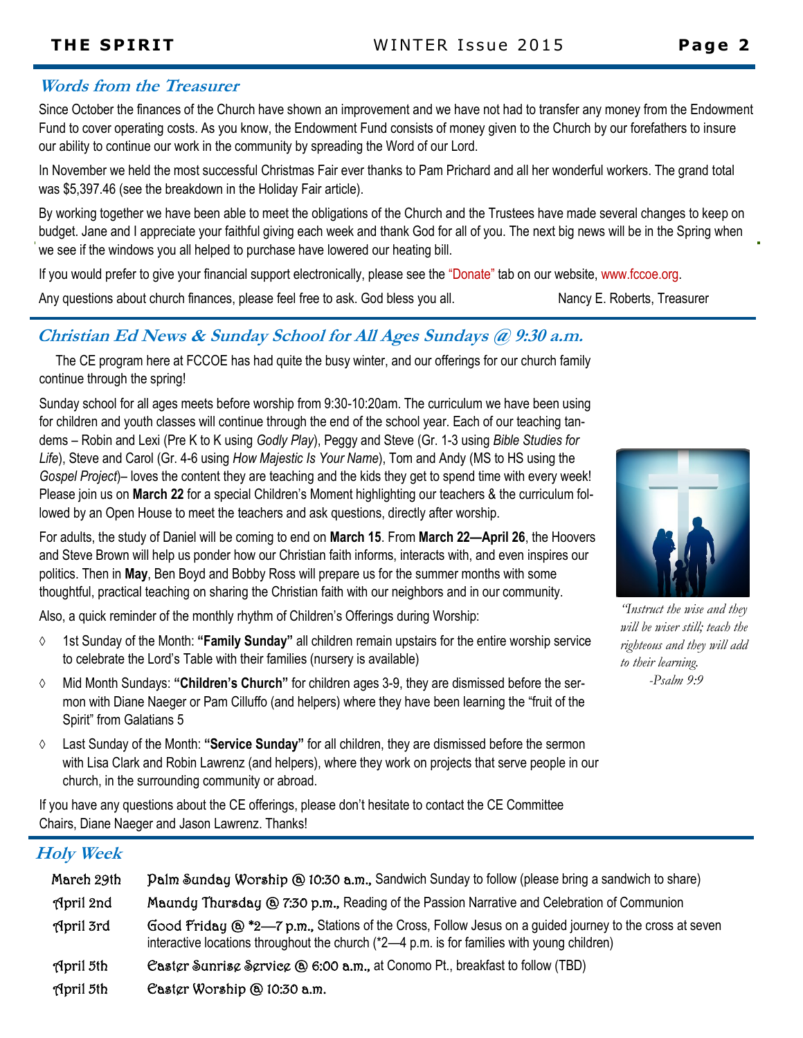## Words from the Treasurer

Since October the finances of the Church have shown an improvement and we have not had to transfer any money from the Endowment Fund to cover operating costs. As you know, the Endowment Fund consists of money given to the Church by our forefathers to insure our ability to continue our work in the community by spreading the Word of our Lord.

In November we held the most successful Christmas Fair ever thanks to Pam Prichard and all her wonderful workers. The grand total was $5,397.46 (see the breakdown in the Holiday Fair article).

By working together we have been able to meet the obligations of the Church and the Trustees have made several changes to keep on budget. Jane and I appreciate your faithful giving each week and thank God for all of you. The next big news will be in the Spring when we see if the windows you all helped to purchase have lowered our heating bill.

If you would prefer to give your financial support electronically, please see the "Donate" tab on our website, www.fccoe.org.

Any questions about church finances, please feel free to ask. God bless you all.

Nancy E. Roberts, Treasurer

## Christian Ed News & Sunday School for All Ages Sundays @ 9:30 a.m.

The CE program here at FCCOE has had quite the busy winter, and our offerings for our church family continue through the spring!

Sunday school for all ages meets before worship from 9:30-10:20am. The curriculum we have been using for children and youth classes will continue through the end of the school year. Each of our teaching tandems – Robin and Lexi (Pre K to K using *Godly Play*), Peggy and Steve (Gr. 1-3 using *Bible Studies for Life*), Steve and Carol (Gr. 4-6 using *How Majestic Is Your Name*), Tom and Andy (MS to HS using the *Gospel Project*)– loves the content they are teaching and the kids they get to spend time with every week! Please join us on **March 22** for a special Children's Moment highlighting our teachers & the curriculum followed by an Open House to meet the teachers and ask questions, directly after worship.

For adults, the study of Daniel will be coming to end on **March 15**. From **March 22—April 26**, the Hoovers and Steve Brown will help us ponder how our Christian faith informs, interacts with, and even inspires our politics. Then in **May**, Ben Boyd and Bobby Ross will prepare us for the summer months with some thoughtful, practical teaching on sharing the Christian faith with our neighbors and in our community.

Also, a quick reminder of the monthly rhythm of Children's Offerings during Worship:

- 1st Sunday of the Month: **"Family Sunday"** all children remain upstairs for the entire worship service to celebrate the Lord's Table with their families (nursery is available)
- Mid Month Sundays: **"Children's Church"** for children ages 3-9, they are dismissed before the sermon with Diane Naeger or Pam Cilluffo (and helpers) where they have been learning the "fruit of the Spirit" from Galatians 5
- Last Sunday of the Month: **"Service Sunday"** for all children, they are dismissed before the sermon with Lisa Clark and Robin Lawrenz (and helpers), where they work on projects that serve people in our church, in the surrounding community or abroad.

If you have any questions about the CE offerings, please don't hesitate to contact the CE Committee Chairs, Diane Naeger and Jason Lawrenz. Thanks!

*"Instruct the wise and they will be wiser still; teach the righteous and they will add to their learning.*
*-Psalm 9:9*

## Holy Week

| | |
|---|---|
| March 29th | **Palm Sunday Worship @ 10:30 a.m.**, Sandwich Sunday to follow (please bring a sandwich to share) |
| April 2nd | **Maundy Thursday @ 7:30 p.m.**, Reading of the Passion Narrative and Celebration of Communion |
| April 3rd | **Good Friday @ *2—7 p.m.**, Stations of the Cross, Follow Jesus on a guided journey to the cross at seven interactive locations throughout the church (*2—4 p.m. is for families with young children) |
| April 5th | **Easter Sunrise Service @ 6:00 a.m.**, at Conomo Pt., breakfast to follow (TBD) |
| April 5th | **Easter Worship @ 10:30 a.m.** |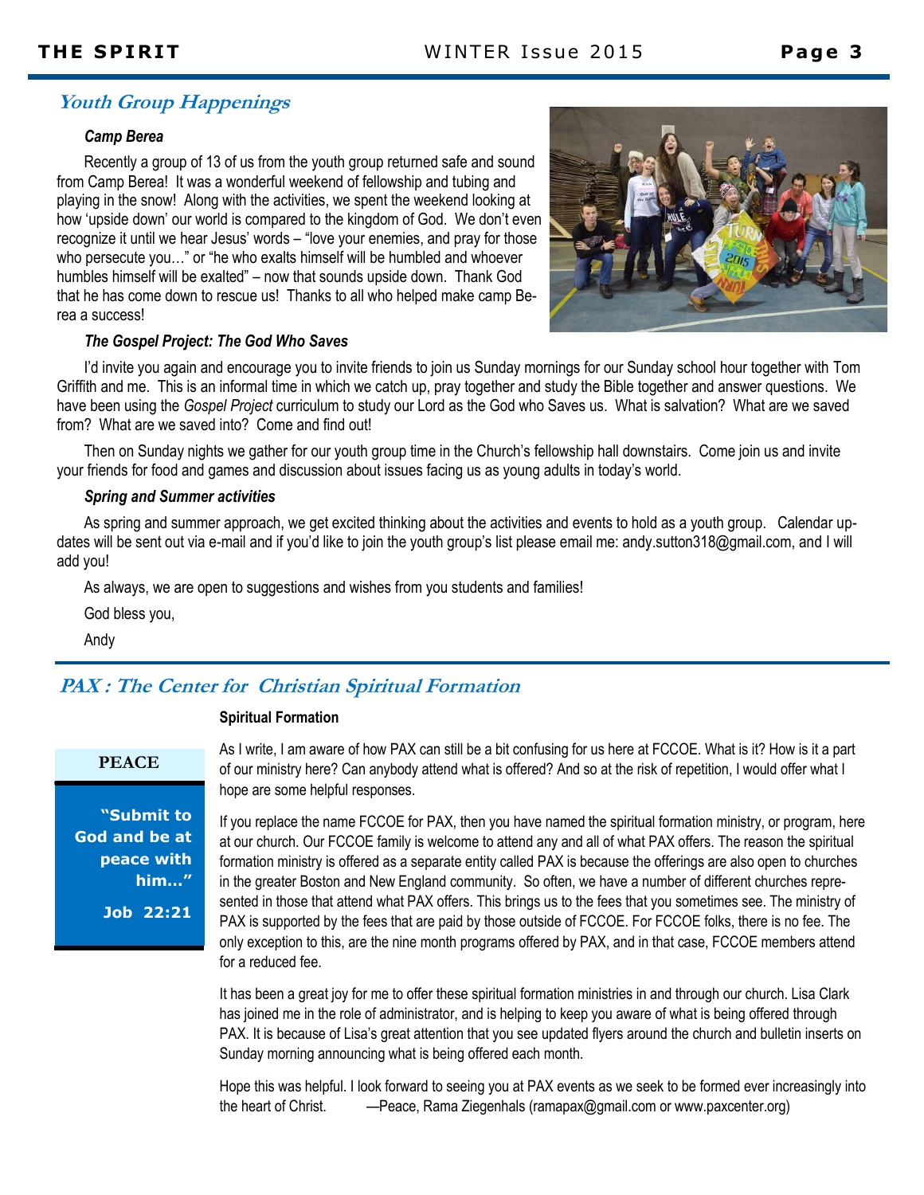## Youth Group Happenings

### *Camp Berea*

Recently a group of 13 of us from the youth group returned safe and sound from Camp Berea! It was a wonderful weekend of fellowship and tubing and playing in the snow! Along with the activities, we spent the weekend looking at how 'upside down' our world is compared to the kingdom of God. We don't even recognize it until we hear Jesus' words – "love your enemies, and pray for those who persecute you…" or "he who exalts himself will be humbled and whoever humbles himself will be exalted" – now that sounds upside down. Thank God that he has come down to rescue us! Thanks to all who helped make camp Berea a success!

### *The Gospel Project: The God Who Saves*

I'd invite you again and encourage you to invite friends to join us Sunday mornings for our Sunday school hour together with Tom Griffith and me. This is an informal time in which we catch up, pray together and study the Bible together and answer questions. We have been using the *Gospel Project* curriculum to study our Lord as the God who Saves us. What is salvation? What are we saved from? What are we saved into? Come and find out!

Then on Sunday nights we gather for our youth group time in the Church's fellowship hall downstairs. Come join us and invite your friends for food and games and discussion about issues facing us as young adults in today's world.

### *Spring and Summer activities*

As spring and summer approach, we get excited thinking about the activities and events to hold as a youth group. Calendar updates will be sent out via e-mail and if you'd like to join the youth group's list please email me: andy.sutton318@gmail.com, and I will add you!

As always, we are open to suggestions and wishes from you students and families!

God bless you,

Andy

## PAX : The Center for Christian Spiritual Formation

**PEACE**

**"Submit to God and be at peace with him…"**

**Job 22:21**

### Spiritual Formation

As I write, I am aware of how PAX can still be a bit confusing for us here at FCCOE. What is it? How is it a part of our ministry here? Can anybody attend what is offered? And so at the risk of repetition, I would offer what I hope are some helpful responses.

If you replace the name FCCOE for PAX, then you have named the spiritual formation ministry, or program, here at our church. Our FCCOE family is welcome to attend any and all of what PAX offers. The reason the spiritual formation ministry is offered as a separate entity called PAX is because the offerings are also open to churches in the greater Boston and New England community. So often, we have a number of different churches represented in those that attend what PAX offers. This brings us to the fees that you sometimes see. The ministry of PAX is supported by the fees that are paid by those outside of FCCOE. For FCCOE folks, there is no fee. The only exception to this, are the nine month programs offered by PAX, and in that case, FCCOE members attend for a reduced fee.

It has been a great joy for me to offer these spiritual formation ministries in and through our church. Lisa Clark has joined me in the role of administrator, and is helping to keep you aware of what is being offered through PAX. It is because of Lisa's great attention that you see updated flyers around the church and bulletin inserts on Sunday morning announcing what is being offered each month.

Hope this was helpful. I look forward to seeing you at PAX events as we seek to be formed ever increasingly into the heart of Christ. —Peace, Rama Ziegenhals (ramapax@gmail.com or www.paxcenter.org)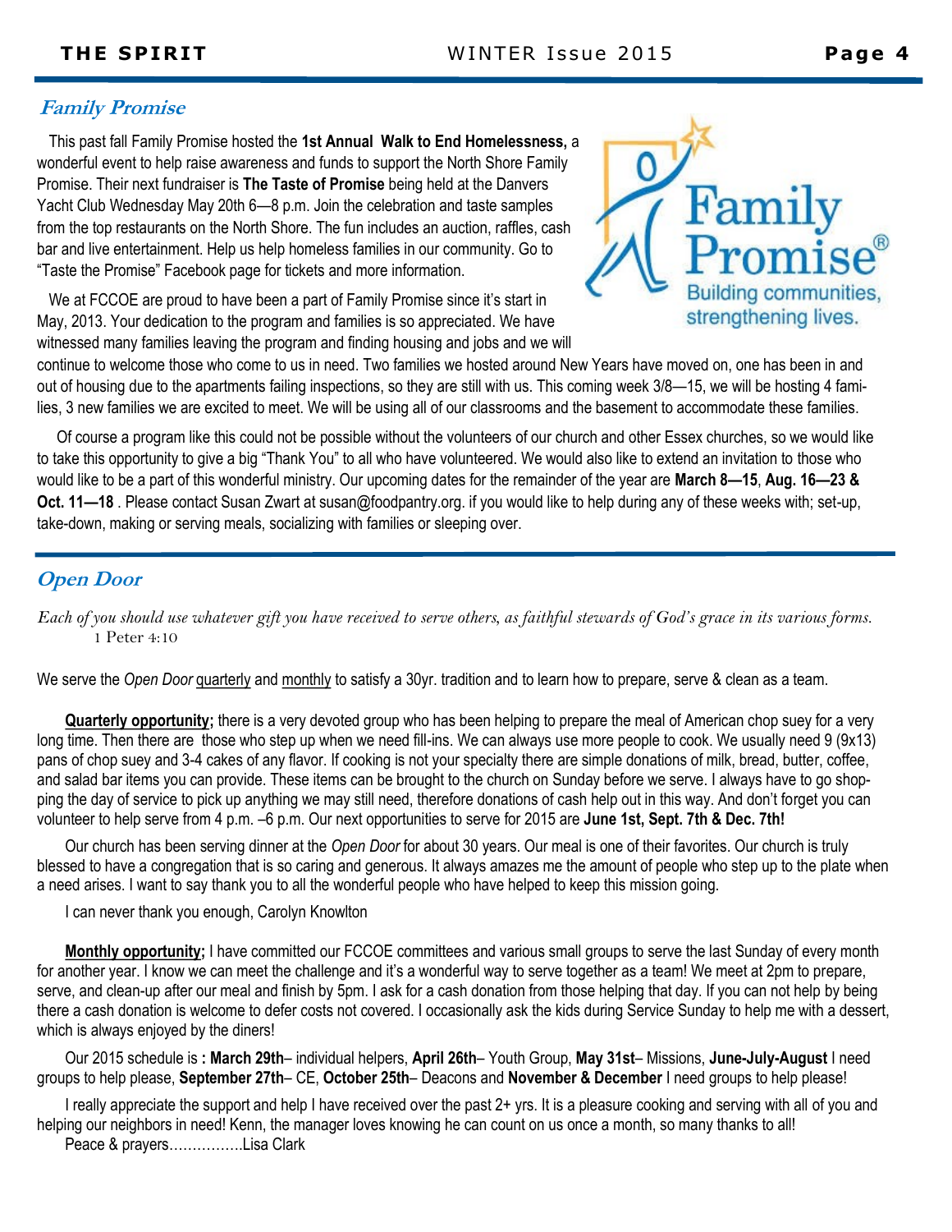## Family Promise

This past fall Family Promise hosted the **1st Annual Walk to End Homelessness,** a wonderful event to help raise awareness and funds to support the North Shore Family Promise. Their next fundraiser is **The Taste of Promise** being held at the Danvers Yacht Club Wednesday May 20th 6—8 p.m. Join the celebration and taste samples from the top restaurants on the North Shore. The fun includes an auction, raffles, cash bar and live entertainment. Help us help homeless families in our community. Go to "Taste the Promise" Facebook page for tickets and more information.

We at FCCOE are proud to have been a part of Family Promise since it's start in May, 2013. Your dedication to the program and families is so appreciated. We have witnessed many families leaving the program and finding housing and jobs and we will continue to welcome those who come to us in need. Two families we hosted around New Years have moved on, one has been in and out of housing due to the apartments failing inspections, so they are still with us. This coming week 3/8—15, we will be hosting 4 families, 3 new families we are excited to meet. We will be using all of our classrooms and the basement to accommodate these families.

Of course a program like this could not be possible without the volunteers of our church and other Essex churches, so we would like to take this opportunity to give a big "Thank You" to all who have volunteered. We would also like to extend an invitation to those who would like to be a part of this wonderful ministry. Our upcoming dates for the remainder of the year are **March 8—15**, **Aug. 16—23 & Oct. 11—18** . Please contact Susan Zwart at susan@foodpantry.org. if you would like to help during any of these weeks with; set-up, take-down, making or serving meals, socializing with families or sleeping over.

## Open Door

*Each of you should use whatever gift you have received to serve others, as faithful stewards of God's grace in its various forms.* 1 Peter 4:10

We serve the *Open Door* quarterly and monthly to satisfy a 30yr. tradition and to learn how to prepare, serve & clean as a team.

**Quarterly opportunity;** there is a very devoted group who has been helping to prepare the meal of American chop suey for a very long time. Then there are those who step up when we need fill-ins. We can always use more people to cook. We usually need 9 (9x13) pans of chop suey and 3-4 cakes of any flavor. If cooking is not your specialty there are simple donations of milk, bread, butter, coffee, and salad bar items you can provide. These items can be brought to the church on Sunday before we serve. I always have to go shopping the day of service to pick up anything we may still need, therefore donations of cash help out in this way. And don't forget you can volunteer to help serve from 4 p.m. –6 p.m. Our next opportunities to serve for 2015 are **June 1st, Sept. 7th & Dec. 7th!**

Our church has been serving dinner at the *Open Door* for about 30 years. Our meal is one of their favorites. Our church is truly blessed to have a congregation that is so caring and generous. It always amazes me the amount of people who step up to the plate when a need arises. I want to say thank you to all the wonderful people who have helped to keep this mission going.

I can never thank you enough, Carolyn Knowlton

**Monthly opportunity;** I have committed our FCCOE committees and various small groups to serve the last Sunday of every month for another year. I know we can meet the challenge and it's a wonderful way to serve together as a team! We meet at 2pm to prepare, serve, and clean-up after our meal and finish by 5pm. I ask for a cash donation from those helping that day. If you can not help by being there a cash donation is welcome to defer costs not covered. I occasionally ask the kids during Service Sunday to help me with a dessert, which is always enjoyed by the diners!

Our 2015 schedule is **: March 29th**– individual helpers, **April 26th**– Youth Group, **May 31st**– Missions, **June-July-August** I need groups to help please, **September 27th**– CE, **October 25th**– Deacons and **November & December** I need groups to help please!

I really appreciate the support and help I have received over the past 2+ yrs. It is a pleasure cooking and serving with all of you and helping our neighbors in need! Kenn, the manager loves knowing he can count on us once a month, so many thanks to all!

Peace & prayers…………….Lisa Clark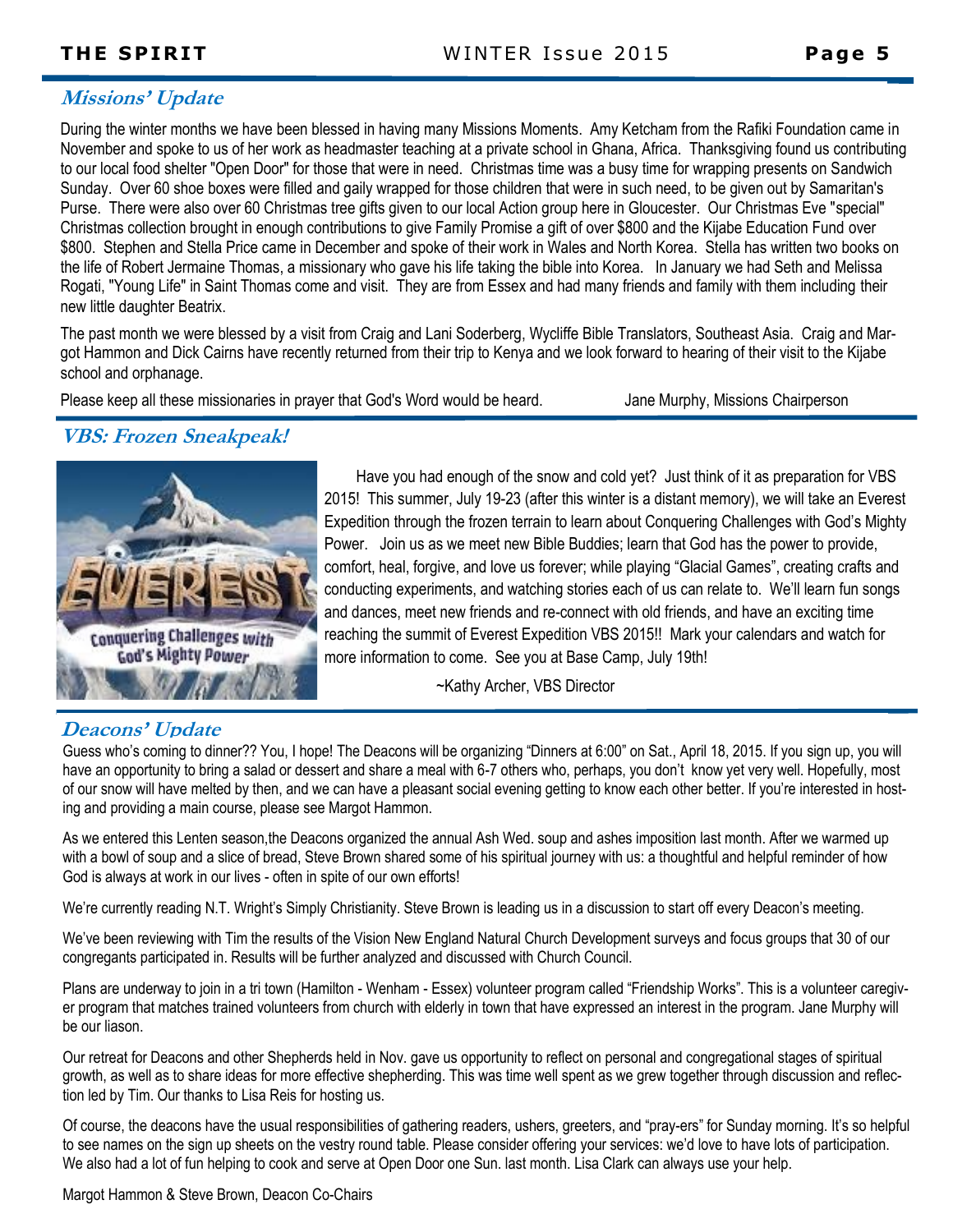## *Missions' Update*

During the winter months we have been blessed in having many Missions Moments. Amy Ketcham from the Rafiki Foundation came in November and spoke to us of her work as headmaster teaching at a private school in Ghana, Africa. Thanksgiving found us contributing to our local food shelter "Open Door" for those that were in need. Christmas time was a busy time for wrapping presents on Sandwich Sunday. Over 60 shoe boxes were filled and gaily wrapped for those children that were in such need, to be given out by Samaritan's Purse. There were also over 60 Christmas tree gifts given to our local Action group here in Gloucester. Our Christmas Eve "special" Christmas collection brought in enough contributions to give Family Promise a gift of over $800 and the Kijabe Education Fund over $800. Stephen and Stella Price came in December and spoke of their work in Wales and North Korea. Stella has written two books on the life of Robert Jermaine Thomas, a missionary who gave his life taking the bible into Korea. In January we had Seth and Melissa Rogati, "Young Life" in Saint Thomas come and visit. They are from Essex and had many friends and family with them including their new little daughter Beatrix.

The past month we were blessed by a visit from Craig and Lani Soderberg, Wycliffe Bible Translators, Southeast Asia. Craig and Margot Hammon and Dick Cairns have recently returned from their trip to Kenya and we look forward to hearing of their visit to the Kijabe school and orphanage.

Please keep all these missionaries in prayer that God's Word would be heard.

Jane Murphy, Missions Chairperson

## *VBS: Frozen Sneakpeak!*

Have you had enough of the snow and cold yet? Just think of it as preparation for VBS 2015! This summer, July 19-23 (after this winter is a distant memory), we will take an Everest Expedition through the frozen terrain to learn about Conquering Challenges with God's Mighty Power. Join us as we meet new Bible Buddies; learn that God has the power to provide, comfort, heal, forgive, and love us forever; while playing "Glacial Games", creating crafts and conducting experiments, and watching stories each of us can relate to. We'll learn fun songs and dances, meet new friends and re-connect with old friends, and have an exciting time reaching the summit of Everest Expedition VBS 2015!! Mark your calendars and watch for more information to come. See you at Base Camp, July 19th!

~Kathy Archer, VBS Director

## *Deacons' Update*

Guess who's coming to dinner?? You, I hope! The Deacons will be organizing "Dinners at 6:00" on Sat., April 18, 2015. If you sign up, you will have an opportunity to bring a salad or dessert and share a meal with 6-7 others who, perhaps, you don't know yet very well. Hopefully, most of our snow will have melted by then, and we can have a pleasant social evening getting to know each other better. If you're interested in hosting and providing a main course, please see Margot Hammon.

As we entered this Lenten season,the Deacons organized the annual Ash Wed. soup and ashes imposition last month. After we warmed up with a bowl of soup and a slice of bread, Steve Brown shared some of his spiritual journey with us: a thoughtful and helpful reminder of how God is always at work in our lives - often in spite of our own efforts!

We're currently reading N.T. Wright's Simply Christianity. Steve Brown is leading us in a discussion to start off every Deacon's meeting.

We've been reviewing with Tim the results of the Vision New England Natural Church Development surveys and focus groups that 30 of our congregants participated in. Results will be further analyzed and discussed with Church Council.

Plans are underway to join in a tri town (Hamilton - Wenham - Essex) volunteer program called "Friendship Works". This is a volunteer caregiver program that matches trained volunteers from church with elderly in town that have expressed an interest in the program. Jane Murphy will be our liason.

Our retreat for Deacons and other Shepherds held in Nov. gave us opportunity to reflect on personal and congregational stages of spiritual growth, as well as to share ideas for more effective shepherding. This was time well spent as we grew together through discussion and reflection led by Tim. Our thanks to Lisa Reis for hosting us.

Of course, the deacons have the usual responsibilities of gathering readers, ushers, greeters, and "pray-ers" for Sunday morning. It's so helpful to see names on the sign up sheets on the vestry round table. Please consider offering your services: we'd love to have lots of participation. We also had a lot of fun helping to cook and serve at Open Door one Sun. last month. Lisa Clark can always use your help.

Margot Hammon & Steve Brown, Deacon Co-Chairs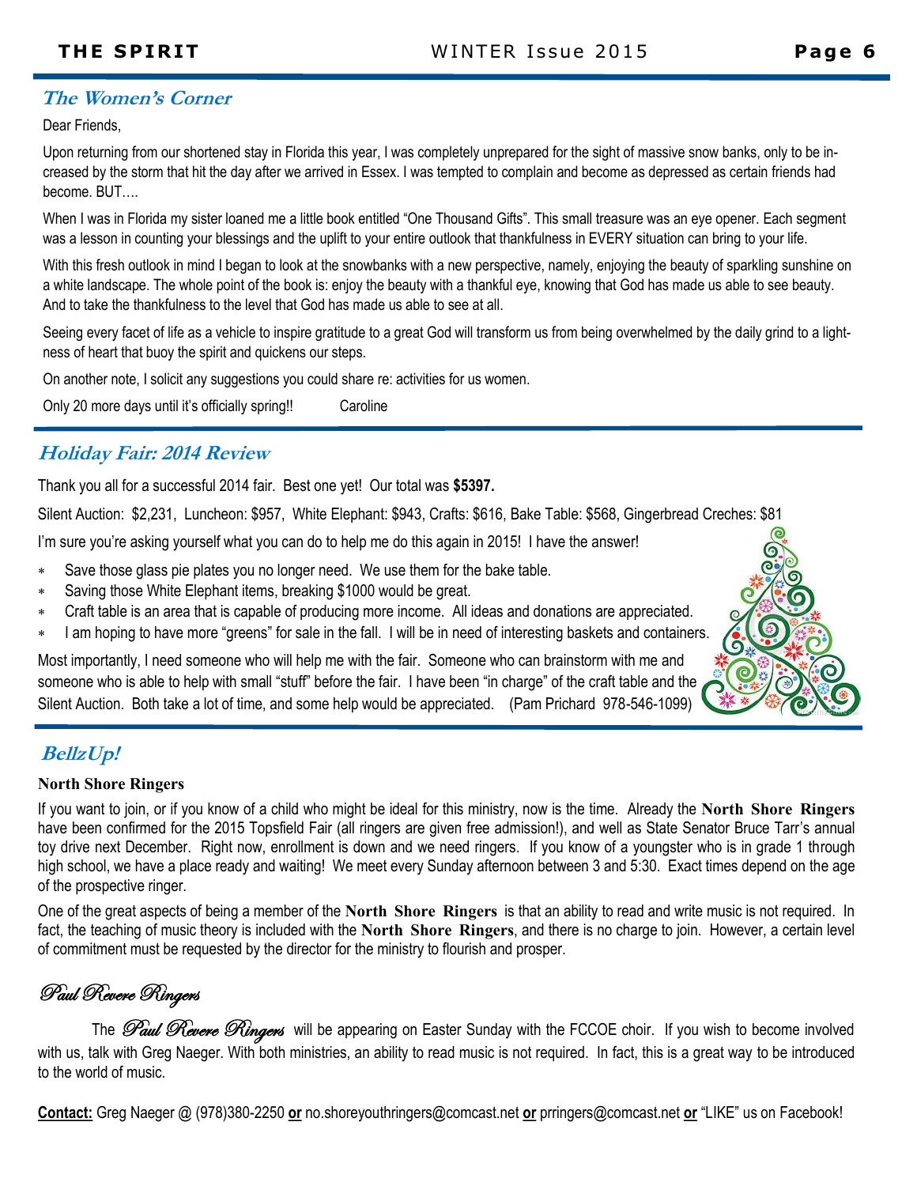## *The Women's Corner*

Dear Friends,

Upon returning from our shortened stay in Florida this year, I was completely unprepared for the sight of massive snow banks, only to be increased by the storm that hit the day after we arrived in Essex. I was tempted to complain and become as depressed as certain friends had become. BUT….

When I was in Florida my sister loaned me a little book entitled "One Thousand Gifts". This small treasure was an eye opener. Each segment was a lesson in counting your blessings and the uplift to your entire outlook that thankfulness in EVERY situation can bring to your life.

With this fresh outlook in mind I began to look at the snowbanks with a new perspective, namely, enjoying the beauty of sparkling sunshine on a white landscape. The whole point of the book is: enjoy the beauty with a thankful eye, knowing that God has made us able to see beauty. And to take the thankfulness to the level that God has made us able to see at all.

Seeing every facet of life as a vehicle to inspire gratitude to a great God will transform us from being overwhelmed by the daily grind to a lightness of heart that buoy the spirit and quickens our steps.

On another note, I solicit any suggestions you could share re: activities for us women.

Only 20 more days until it's officially spring!!  Caroline

## *Holiday Fair: 2014 Review*

Thank you all for a successful 2014 fair. Best one yet! Our total was **$5397.**

Silent Auction: $2,231, Luncheon: $957, White Elephant: $943, Crafts: $616, Bake Table: $568, Gingerbread Creches: $81

I'm sure you're asking yourself what you can do to help me do this again in 2015! I have the answer!

- Save those glass pie plates you no longer need. We use them for the bake table.
- Saving those White Elephant items, breaking $1000 would be great.
- Craft table is an area that is capable of producing more income. All ideas and donations are appreciated.
- I am hoping to have more "greens" for sale in the fall. I will be in need of interesting baskets and containers.

Most importantly, I need someone who will help me with the fair. Someone who can brainstorm with me and someone who is able to help with small "stuff" before the fair. I have been "in charge" of the craft table and the Silent Auction. Both take a lot of time, and some help would be appreciated. (Pam Prichard 978-546-1099)

## *BellzUp!*

**North Shore Ringers**

If you want to join, or if you know of a child who might be ideal for this ministry, now is the time. Already the **North Shore Ringers** have been confirmed for the 2015 Topsfield Fair (all ringers are given free admission!), and well as State Senator Bruce Tarr's annual toy drive next December. Right now, enrollment is down and we need ringers. If you know of a youngster who is in grade 1 through high school, we have a place ready and waiting! We meet every Sunday afternoon between 3 and 5:30. Exact times depend on the age of the prospective ringer.

One of the great aspects of being a member of the **North Shore Ringers** is that an ability to read and write music is not required. In fact, the teaching of music theory is included with the **North Shore Ringers**, and there is no charge to join. However, a certain level of commitment must be requested by the director for the ministry to flourish and prosper.

### *Paul Revere Ringers*

The *Paul Revere Ringers* will be appearing on Easter Sunday with the FCCOE choir. If you wish to become involved with us, talk with Greg Naeger. With both ministries, an ability to read music is not required. In fact, this is a great way to be introduced to the world of music.

**Contact:** Greg Naeger @ (978)380-2250 **or** no.shoreyouthringers@comcast.net **or** prringers@comcast.net **or** "LIKE" us on Facebook!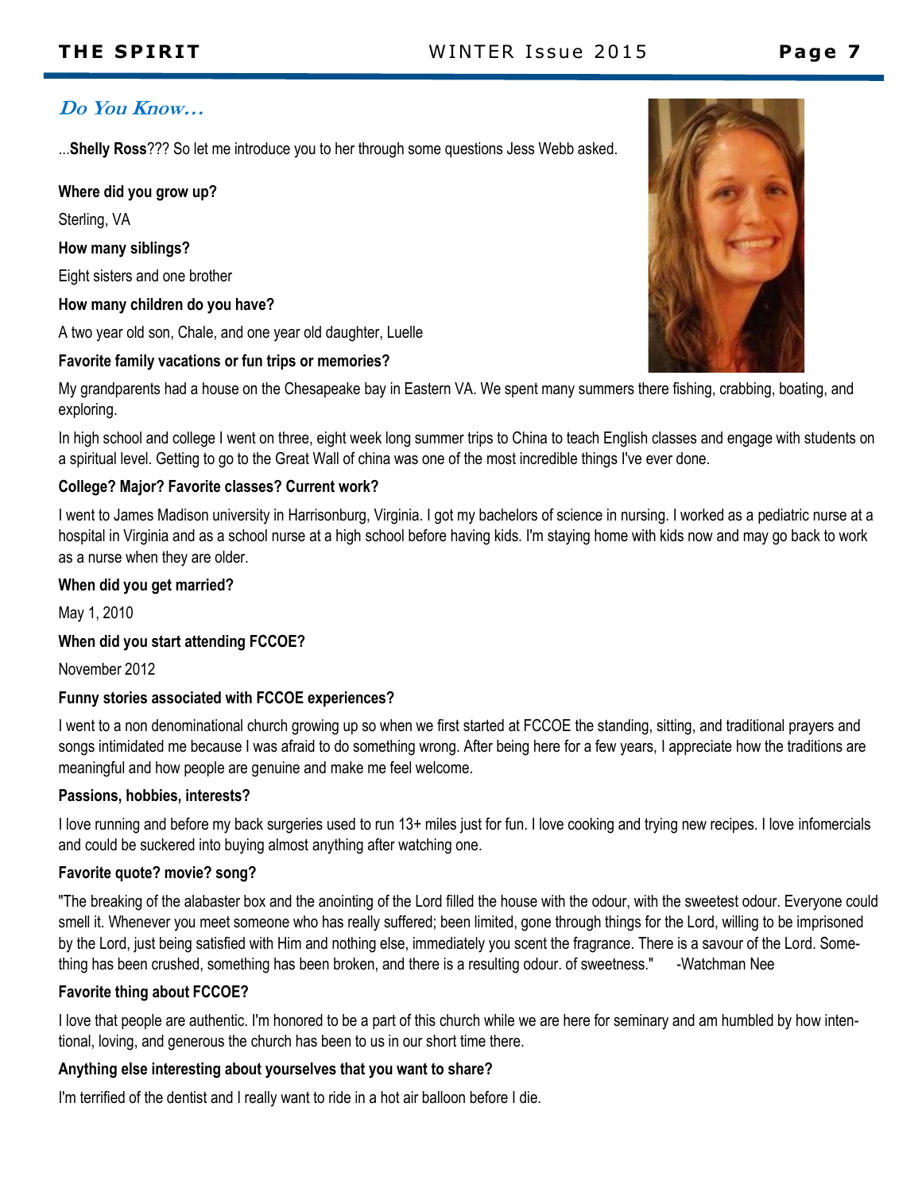## *Do You Know…*

...**Shelly Ross**??? So let me introduce you to her through some questions Jess Webb asked.

**Where did you grow up?**

Sterling, VA

**How many siblings?**

Eight sisters and one brother

**How many children do you have?**

A two year old son, Chale, and one year old daughter, Luelle

**Favorite family vacations or fun trips or memories?**

My grandparents had a house on the Chesapeake bay in Eastern VA. We spent many summers there fishing, crabbing, boating, and exploring.

In high school and college I went on three, eight week long summer trips to China to teach English classes and engage with students on a spiritual level. Getting to go to the Great Wall of china was one of the most incredible things I've ever done.

**College? Major? Favorite classes? Current work?**

I went to James Madison university in Harrisonburg, Virginia. I got my bachelors of science in nursing. I worked as a pediatric nurse at a hospital in Virginia and as a school nurse at a high school before having kids. I'm staying home with kids now and may go back to work as a nurse when they are older.

**When did you get married?**

May 1, 2010

**When did you start attending FCCOE?**

November 2012

**Funny stories associated with FCCOE experiences?**

I went to a non denominational church growing up so when we first started at FCCOE the standing, sitting, and traditional prayers and songs intimidated me because I was afraid to do something wrong. After being here for a few years, I appreciate how the traditions are meaningful and how people are genuine and make me feel welcome.

**Passions, hobbies, interests?**

I love running and before my back surgeries used to run 13+ miles just for fun. I love cooking and trying new recipes. I love infomercials and could be suckered into buying almost anything after watching one.

**Favorite quote? movie? song?**

"The breaking of the alabaster box and the anointing of the Lord filled the house with the odour, with the sweetest odour. Everyone could smell it. Whenever you meet someone who has really suffered; been limited, gone through things for the Lord, willing to be imprisoned by the Lord, just being satisfied with Him and nothing else, immediately you scent the fragrance. There is a savour of the Lord. Something has been crushed, something has been broken, and there is a resulting odour. of sweetness." -Watchman Nee

**Favorite thing about FCCOE?**

I love that people are authentic. I'm honored to be a part of this church while we are here for seminary and am humbled by how intentional, loving, and generous the church has been to us in our short time there.

**Anything else interesting about yourselves that you want to share?**

I'm terrified of the dentist and I really want to ride in a hot air balloon before I die.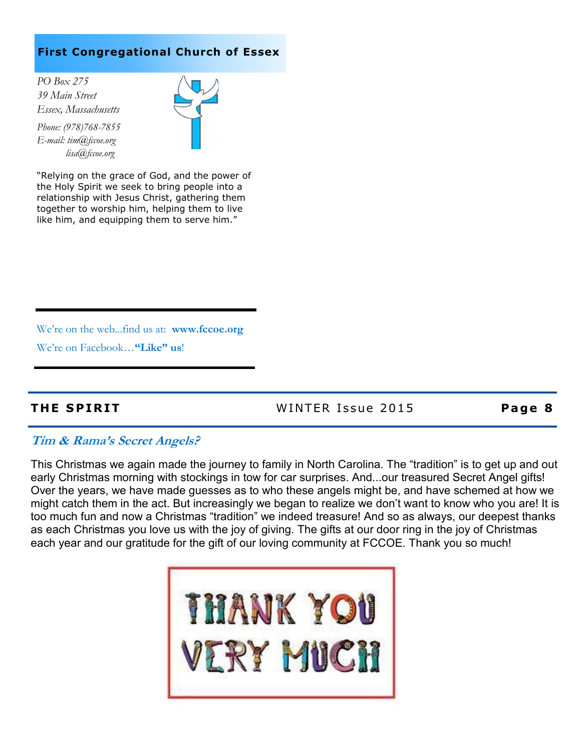## First Congregational Church of Essex

*PO Box 275*
*39 Main Street*
*Essex, Massachusetts*

*Phone: (978)768-7855*
*E-mail: tim@fccoe.org*
*lisa@fccoe.org*

"Relying on the grace of God, and the power of the Holy Spirit we seek to bring people into a relationship with Jesus Christ, gathering them together to worship him, helping them to live like him, and equipping them to serve him."

---

We're on the web...find us at: **www.fccoe.org**

We're on Facebook…**"Like" us**!

---

**THE SPIRIT** WINTER Issue 2015

### *Tim & Rama's Secret Angels?*

This Christmas we again made the journey to family in North Carolina. The "tradition" is to get up and out early Christmas morning with stockings in tow for car surprises. And...our treasured Secret Angel gifts! Over the years, we have made guesses as to who these angels might be, and have schemed at how we might catch them in the act. But increasingly we began to realize we don't want to know who you are! It is too much fun and now a Christmas "tradition" we indeed treasure! And so as always, our deepest thanks as each Christmas you love us with the joy of giving. The gifts at our door ring in the joy of Christmas each year and our gratitude for the gift of our loving community at FCCOE. Thank you so much!

THANK YOU VERY MUCH